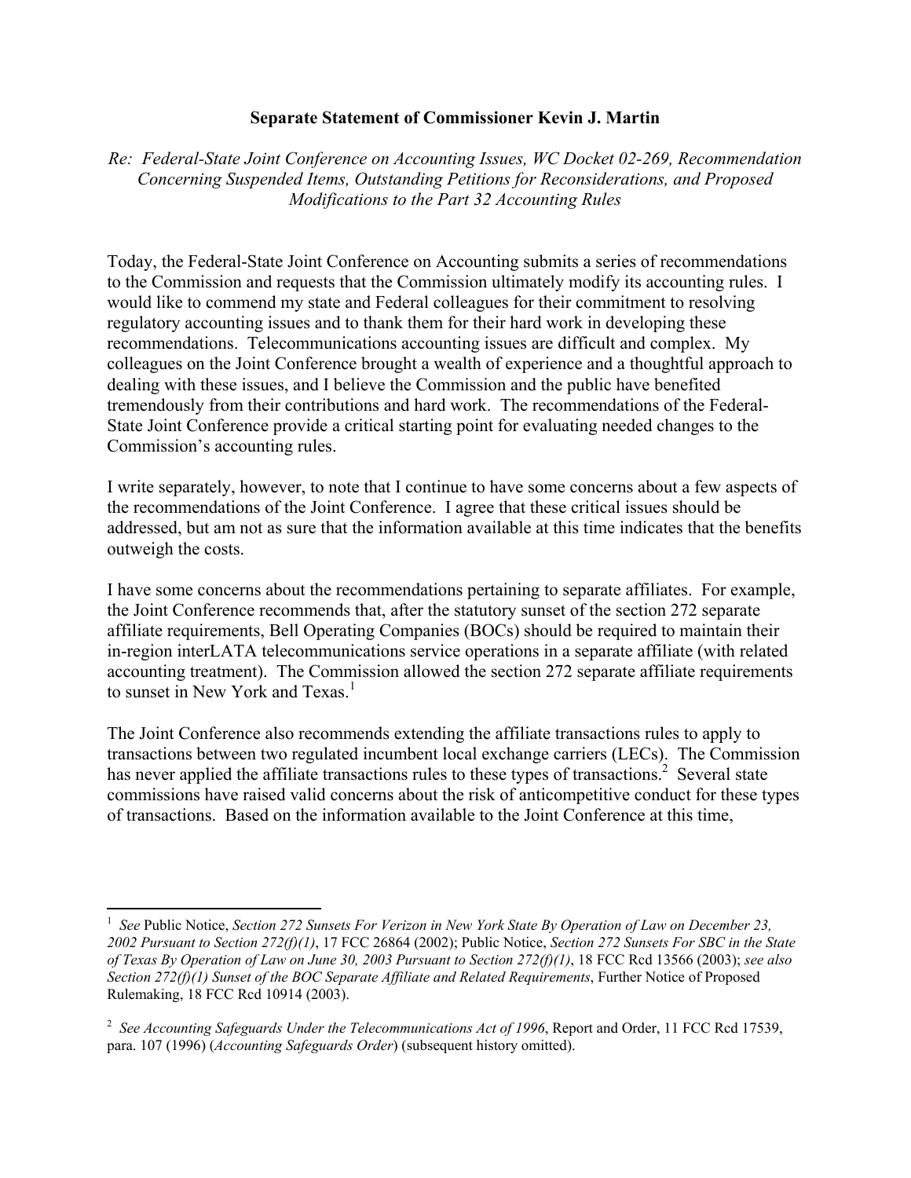**Separate Statement of Commissioner Kevin J. Martin**

*Re: Federal-State Joint Conference on Accounting Issues, WC Docket 02-269, Recommendation Concerning Suspended Items, Outstanding Petitions for Reconsiderations, and Proposed Modifications to the Part 32 Accounting Rules*

Today, the Federal-State Joint Conference on Accounting submits a series of recommendations to the Commission and requests that the Commission ultimately modify its accounting rules. I would like to commend my state and Federal colleagues for their commitment to resolving regulatory accounting issues and to thank them for their hard work in developing these recommendations. Telecommunications accounting issues are difficult and complex. My colleagues on the Joint Conference brought a wealth of experience and a thoughtful approach to dealing with these issues, and I believe the Commission and the public have benefited tremendously from their contributions and hard work. The recommendations of the Federal-State Joint Conference provide a critical starting point for evaluating needed changes to the Commission's accounting rules.

I write separately, however, to note that I continue to have some concerns about a few aspects of the recommendations of the Joint Conference. I agree that these critical issues should be addressed, but am not as sure that the information available at this time indicates that the benefits outweigh the costs.

I have some concerns about the recommendations pertaining to separate affiliates. For example, the Joint Conference recommends that, after the statutory sunset of the section 272 separate affiliate requirements, Bell Operating Companies (BOCs) should be required to maintain their in-region interLATA telecommunications service operations in a separate affiliate (with related accounting treatment). The Commission allowed the section 272 separate affiliate requirements to sunset in New York and Texas.[1]

The Joint Conference also recommends extending the affiliate transactions rules to apply to transactions between two regulated incumbent local exchange carriers (LECs). The Commission has never applied the affiliate transactions rules to these types of transactions.[2] Several state commissions have raised valid concerns about the risk of anticompetitive conduct for these types of transactions. Based on the information available to the Joint Conference at this time,

---

[1] *See* Public Notice, *Section 272 Sunsets For Verizon in New York State By Operation of Law on December 23, 2002 Pursuant to Section 272(f)(1)*, 17 FCC 26864 (2002); Public Notice, *Section 272 Sunsets For SBC in the State of Texas By Operation of Law on June 30, 2003 Pursuant to Section 272(f)(1)*, 18 FCC Rcd 13566 (2003); *see also Section 272(f)(1) Sunset of the BOC Separate Affiliate and Related Requirements*, Further Notice of Proposed Rulemaking, 18 FCC Rcd 10914 (2003).

[2] *See Accounting Safeguards Under the Telecommunications Act of 1996*, Report and Order, 11 FCC Rcd 17539, para. 107 (1996) (*Accounting Safeguards Order*) (subsequent history omitted).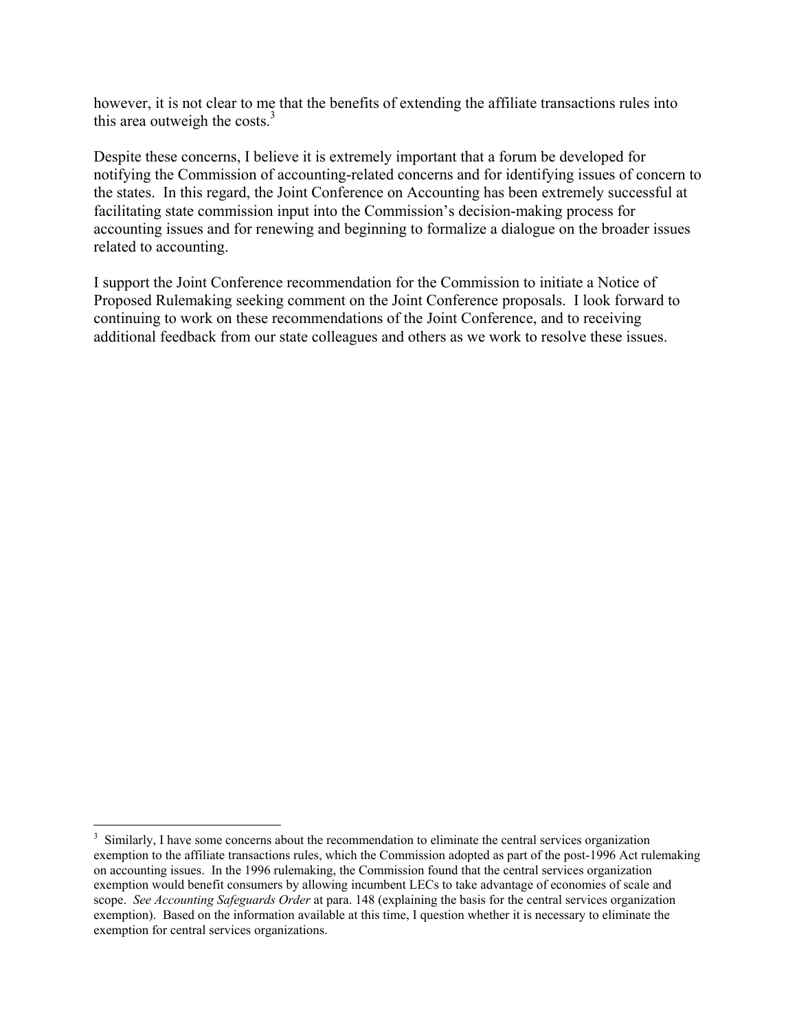however, it is not clear to me that the benefits of extending the affiliate transactions rules into this area outweigh the costs.[3]

Despite these concerns, I believe it is extremely important that a forum be developed for notifying the Commission of accounting-related concerns and for identifying issues of concern to the states. In this regard, the Joint Conference on Accounting has been extremely successful at facilitating state commission input into the Commission's decision-making process for accounting issues and for renewing and beginning to formalize a dialogue on the broader issues related to accounting.

I support the Joint Conference recommendation for the Commission to initiate a Notice of Proposed Rulemaking seeking comment on the Joint Conference proposals. I look forward to continuing to work on these recommendations of the Joint Conference, and to receiving additional feedback from our state colleagues and others as we work to resolve these issues.

---

[3] Similarly, I have some concerns about the recommendation to eliminate the central services organization exemption to the affiliate transactions rules, which the Commission adopted as part of the post-1996 Act rulemaking on accounting issues. In the 1996 rulemaking, the Commission found that the central services organization exemption would benefit consumers by allowing incumbent LECs to take advantage of economies of scale and scope. *See Accounting Safeguards Order* at para. 148 (explaining the basis for the central services organization exemption). Based on the information available at this time, I question whether it is necessary to eliminate the exemption for central services organizations.